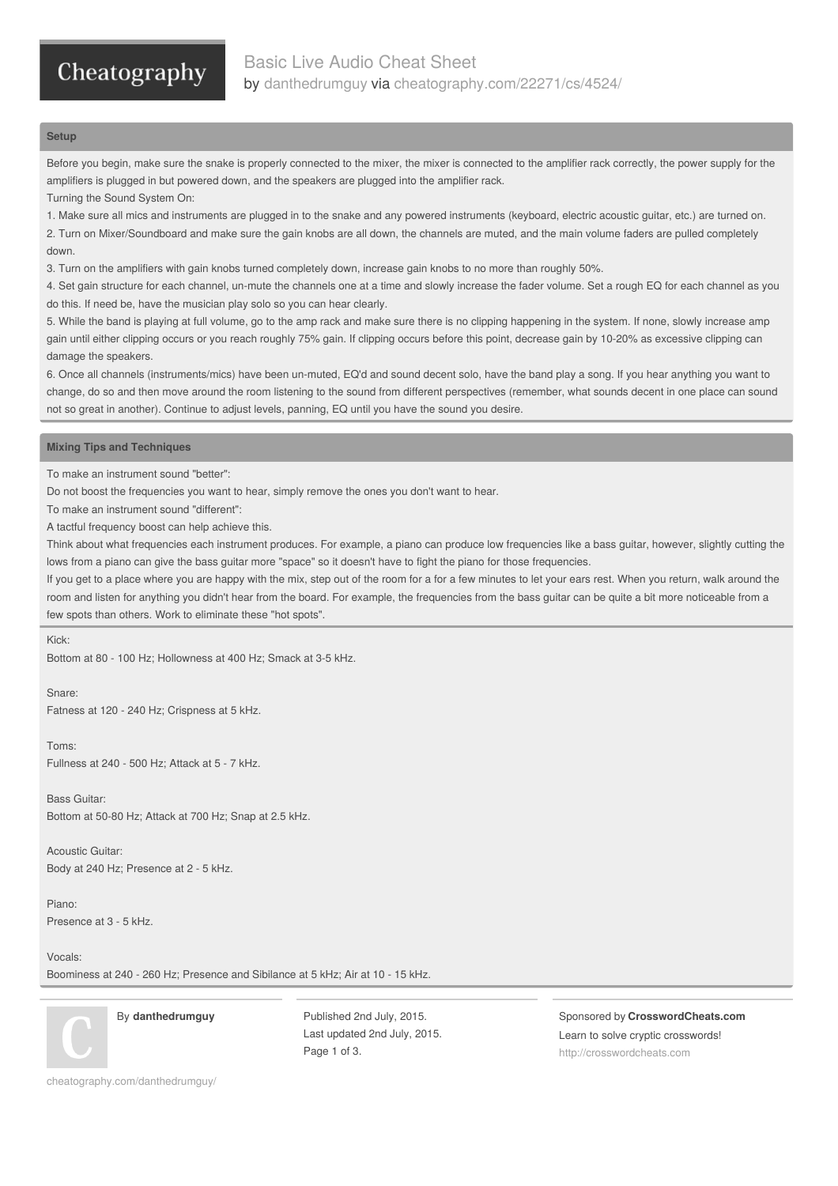# Basic Live Audio Cheat Sheet

by danthedrumguy via cheatography.com/22271/cs/4524/

## Setup

Before you begin, make sure the snake is properly connected to the mixer, the mixer is connected to the amplifier rack correctly, the power supply for the amplifiers is plugged in but powered down, and the speakers are plugged into the amplifier rack.

Turning the Sound System On:

1. Make sure all mics and instruments are plugged in to the snake and any powered instruments (keyboard, electric acoustic guitar, etc.) are turned on.
2. Turn on Mixer/Soundboard and make sure the gain knobs are all down, the channels are muted, and the main volume faders are pulled completely down.
3. Turn on the amplifiers with gain knobs turned completely down, increase gain knobs to no more than roughly 50%.
4. Set gain structure for each channel, un-mute the channels one at a time and slowly increase the fader volume. Set a rough EQ for each channel as you do this. If need be, have the musician play solo so you can hear clearly.
5. While the band is playing at full volume, go to the amp rack and make sure there is no clipping happening in the system. If none, slowly increase amp gain until either clipping occurs or you reach roughly 75% gain. If clipping occurs before this point, decrease gain by 10-20% as excessive clipping can damage the speakers.
6. Once all channels (instruments/mics) have been un-muted, EQ'd and sound decent solo, have the band play a song. If you hear anything you want to change, do so and then move around the room listening to the sound from different perspectives (remember, what sounds decent in one place can sound not so great in another). Continue to adjust levels, panning, EQ until you have the sound you desire.

## Mixing Tips and Techniques

To make an instrument sound "better":

Do not boost the frequencies you want to hear, simply remove the ones you don't want to hear.

To make an instrument sound "different":

A tactful frequency boost can help achieve this.

Think about what frequencies each instrument produces. For example, a piano can produce low frequencies like a bass guitar, however, slightly cutting the lows from a piano can give the bass guitar more "space" so it doesn't have to fight the piano for those frequencies.

If you get to a place where you are happy with the mix, step out of the room for a for a few minutes to let your ears rest. When you return, walk around the room and listen for anything you didn't hear from the board. For example, the frequencies from the bass guitar can be quite a bit more noticeable from a few spots than others. Work to eliminate these "hot spots".

Kick:
Bottom at 80 - 100 Hz; Hollowness at 400 Hz; Smack at 3-5 kHz.

Snare:
Fatness at 120 - 240 Hz; Crispness at 5 kHz.

Toms:
Fullness at 240 - 500 Hz; Attack at 5 - 7 kHz.

Bass Guitar:
Bottom at 50-80 Hz; Attack at 700 Hz; Snap at 2.5 kHz.

Acoustic Guitar:
Body at 240 Hz; Presence at 2 - 5 kHz.

Piano:
Presence at 3 - 5 kHz.

Vocals:
Boominess at 240 - 260 Hz; Presence and Sibilance at 5 kHz; Air at 10 - 15 kHz.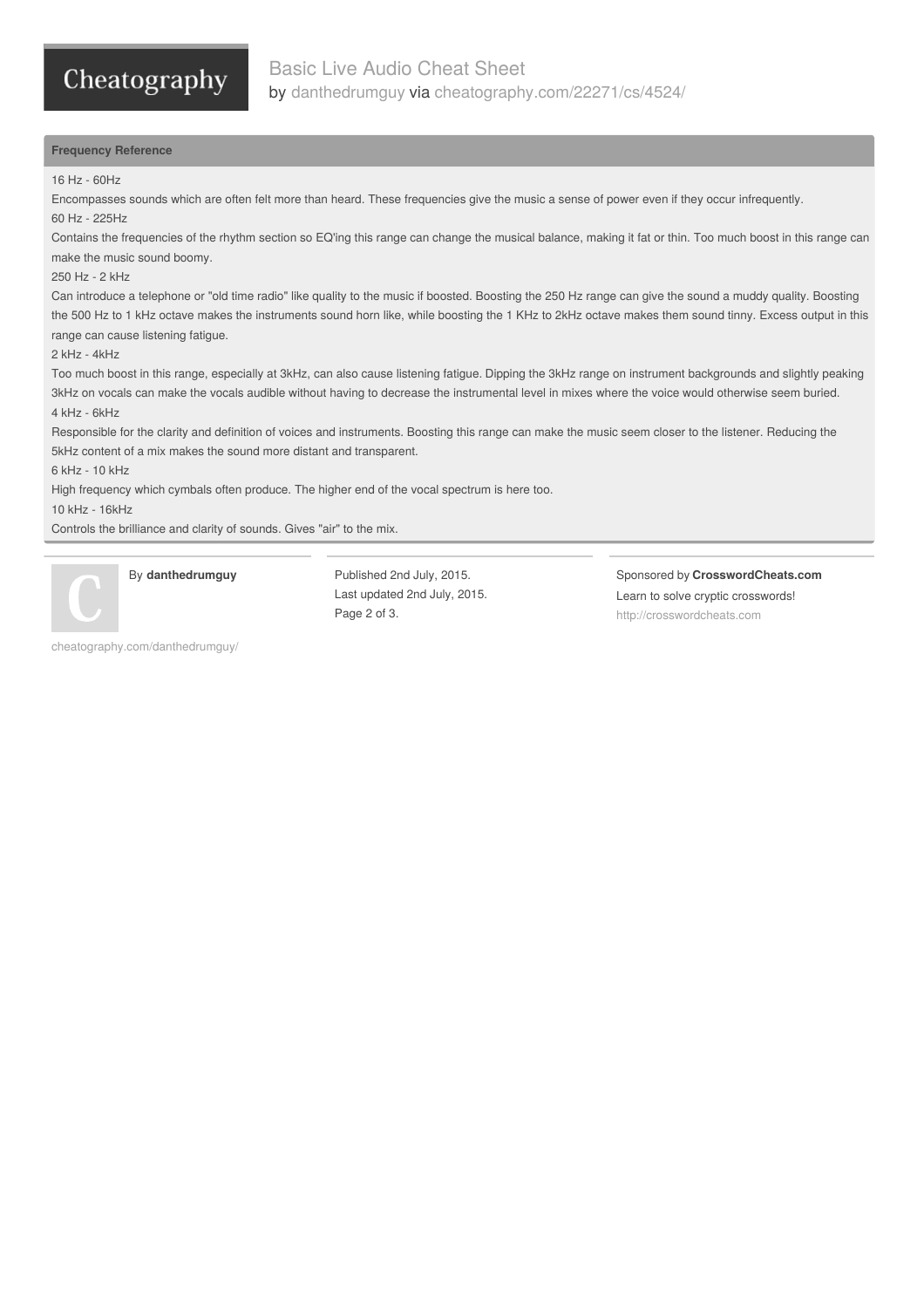## Frequency Reference

16 Hz - 60Hz

Encompasses sounds which are often felt more than heard. These frequencies give the music a sense of power even if they occur infrequently.

60 Hz - 225Hz

Contains the frequencies of the rhythm section so EQ'ing this range can change the musical balance, making it fat or thin. Too much boost in this range can make the music sound boomy.

250 Hz - 2 kHz

Can introduce a telephone or "old time radio" like quality to the music if boosted. Boosting the 250 Hz range can give the sound a muddy quality. Boosting the 500 Hz to 1 kHz octave makes the instruments sound horn like, while boosting the 1 KHz to 2kHz octave makes them sound tinny. Excess output in this range can cause listening fatigue.

2 kHz - 4kHz

Too much boost in this range, especially at 3kHz, can also cause listening fatigue. Dipping the 3kHz range on instrument backgrounds and slightly peaking 3kHz on vocals can make the vocals audible without having to decrease the instrumental level in mixes where the voice would otherwise seem buried.

4 kHz - 6kHz

Responsible for the clarity and definition of voices and instruments. Boosting this range can make the music seem closer to the listener. Reducing the 5kHz content of a mix makes the sound more distant and transparent.

6 kHz - 10 kHz

High frequency which cymbals often produce. The higher end of the vocal spectrum is here too.

10 kHz - 16kHz

Controls the brilliance and clarity of sounds. Gives "air" to the mix.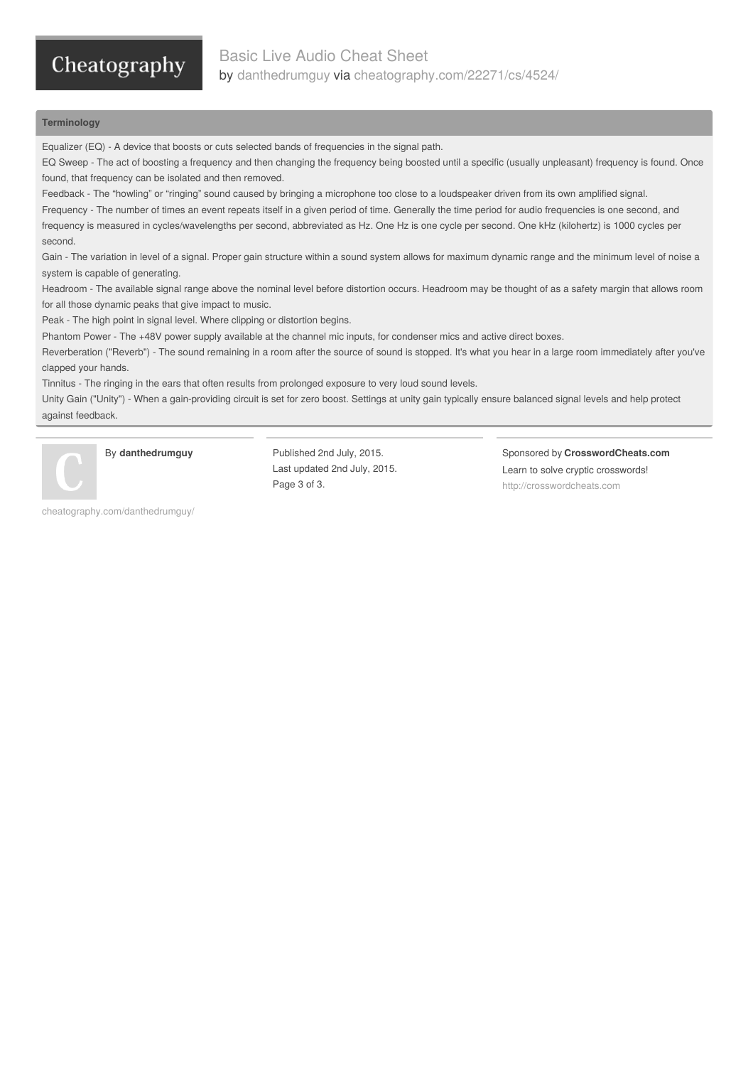## Terminology

Equalizer (EQ) - A device that boosts or cuts selected bands of frequencies in the signal path.

EQ Sweep - The act of boosting a frequency and then changing the frequency being boosted until a specific (usually unpleasant) frequency is found. Once found, that frequency can be isolated and then removed.

Feedback - The "howling" or "ringing" sound caused by bringing a microphone too close to a loudspeaker driven from its own amplified signal.

Frequency - The number of times an event repeats itself in a given period of time. Generally the time period for audio frequencies is one second, and frequency is measured in cycles/wavelengths per second, abbreviated as Hz. One Hz is one cycle per second. One kHz (kilohertz) is 1000 cycles per second.

Gain - The variation in level of a signal. Proper gain structure within a sound system allows for maximum dynamic range and the minimum level of noise a system is capable of generating.

Headroom - The available signal range above the nominal level before distortion occurs. Headroom may be thought of as a safety margin that allows room for all those dynamic peaks that give impact to music.

Peak - The high point in signal level. Where clipping or distortion begins.

Phantom Power - The +48V power supply available at the channel mic inputs, for condenser mics and active direct boxes.

Reverberation ("Reverb") - The sound remaining in a room after the source of sound is stopped. It's what you hear in a large room immediately after you've clapped your hands.

Tinnitus - The ringing in the ears that often results from prolonged exposure to very loud sound levels.

Unity Gain ("Unity") - When a gain-providing circuit is set for zero boost. Settings at unity gain typically ensure balanced signal levels and help protect against feedback.